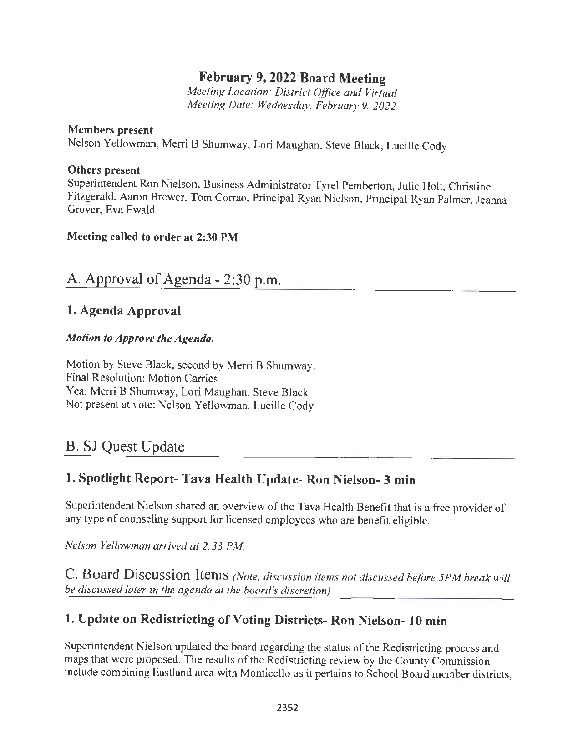# February 9, 2022 Board Meeting

*Meeting Location: District Office and Virtual*
*Meeting Date: Wednesday, February 9, 2022*

**Members present**
Nelson Yellowman, Merri B Shumway, Lori Maughan, Steve Black, Lucille Cody

**Others present**
Superintendent Ron Nielson, Business Administrator Tyrel Pemberton, Julie Holt, Christine Fitzgerald, Aaron Brewer, Tom Corrao, Principal Ryan Nielson, Principal Ryan Palmer, Jeanna Grover, Eva Ewald

**Meeting called to order at 2:30 PM**

## A. Approval of Agenda - 2:30 p.m.

### 1. Agenda Approval

***Motion to Approve the Agenda.***

Motion by Steve Black, second by Merri B Shumway.
Final Resolution: Motion Carries
Yea: Merri B Shumway, Lori Maughan, Steve Black
Not present at vote: Nelson Yellowman, Lucille Cody

## B. SJ Quest Update

### 1. Spotlight Report- Tava Health Update- Ron Nielson- 3 min

Superintendent Nielson shared an overview of the Tava Health Benefit that is a free provider of any type of counseling support for licensed employees who are benefit eligible.

*Nelson Yellowman arrived at 2:33 PM.*

## C. Board Discussion Items *(Note, discussion items not discussed before 5PM break will be discussed later in the agenda at the board's discretion)*

### 1. Update on Redistricting of Voting Districts- Ron Nielson- 10 min

Superintendent Nielson updated the board regarding the status of the Redistricting process and maps that were proposed. The results of the Redistricting review by the County Commission include combining Eastland area with Monticello as it pertains to School Board member districts,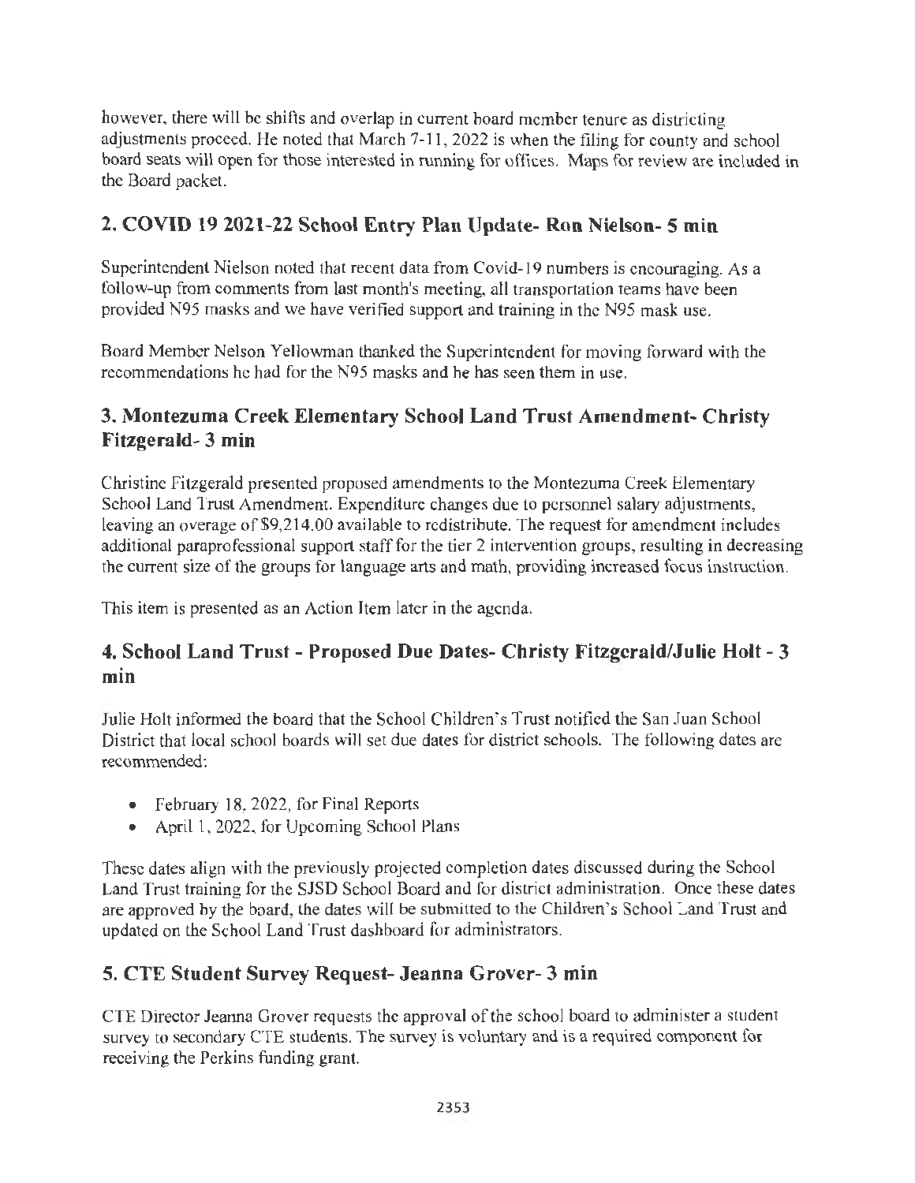however, there will be shifts and overlap in current board member tenure as districting adjustments proceed. He noted that March 7-11, 2022 is when the filing for county and school board seats will open for those interested in running for offices. Maps for review are included in the Board packet.

## 2. COVID 19 2021-22 School Entry Plan Update- Ron Nielson- 5 min

Superintendent Nielson noted that recent data from Covid-19 numbers is encouraging. As a follow-up from comments from last month's meeting, all transportation teams have been provided N95 masks and we have verified support and training in the N95 mask use.

Board Member Nelson Yellowman thanked the Superintendent for moving forward with the recommendations he had for the N95 masks and he has seen them in use.

## 3. Montezuma Creek Elementary School Land Trust Amendment- Christy Fitzgerald- 3 min

Christine Fitzgerald presented proposed amendments to the Montezuma Creek Elementary School Land Trust Amendment. Expenditure changes due to personnel salary adjustments, leaving an overage of $9,214.00 available to redistribute. The request for amendment includes additional paraprofessional support staff for the tier 2 intervention groups, resulting in decreasing the current size of the groups for language arts and math, providing increased focus instruction.

This item is presented as an Action Item later in the agenda.

## 4. School Land Trust - Proposed Due Dates- Christy Fitzgerald/Julie Holt - 3 min

Julie Holt informed the board that the School Children's Trust notified the San Juan School District that local school boards will set due dates for district schools. The following dates are recommended:

- February 18, 2022, for Final Reports
- April 1, 2022, for Upcoming School Plans

These dates align with the previously projected completion dates discussed during the School Land Trust training for the SJSD School Board and for district administration. Once these dates are approved by the board, the dates will be submitted to the Children's School Land Trust and updated on the School Land Trust dashboard for administrators.

## 5. CTE Student Survey Request- Jeanna Grover- 3 min

CTE Director Jeanna Grover requests the approval of the school board to administer a student survey to secondary CTE students. The survey is voluntary and is a required component for receiving the Perkins funding grant.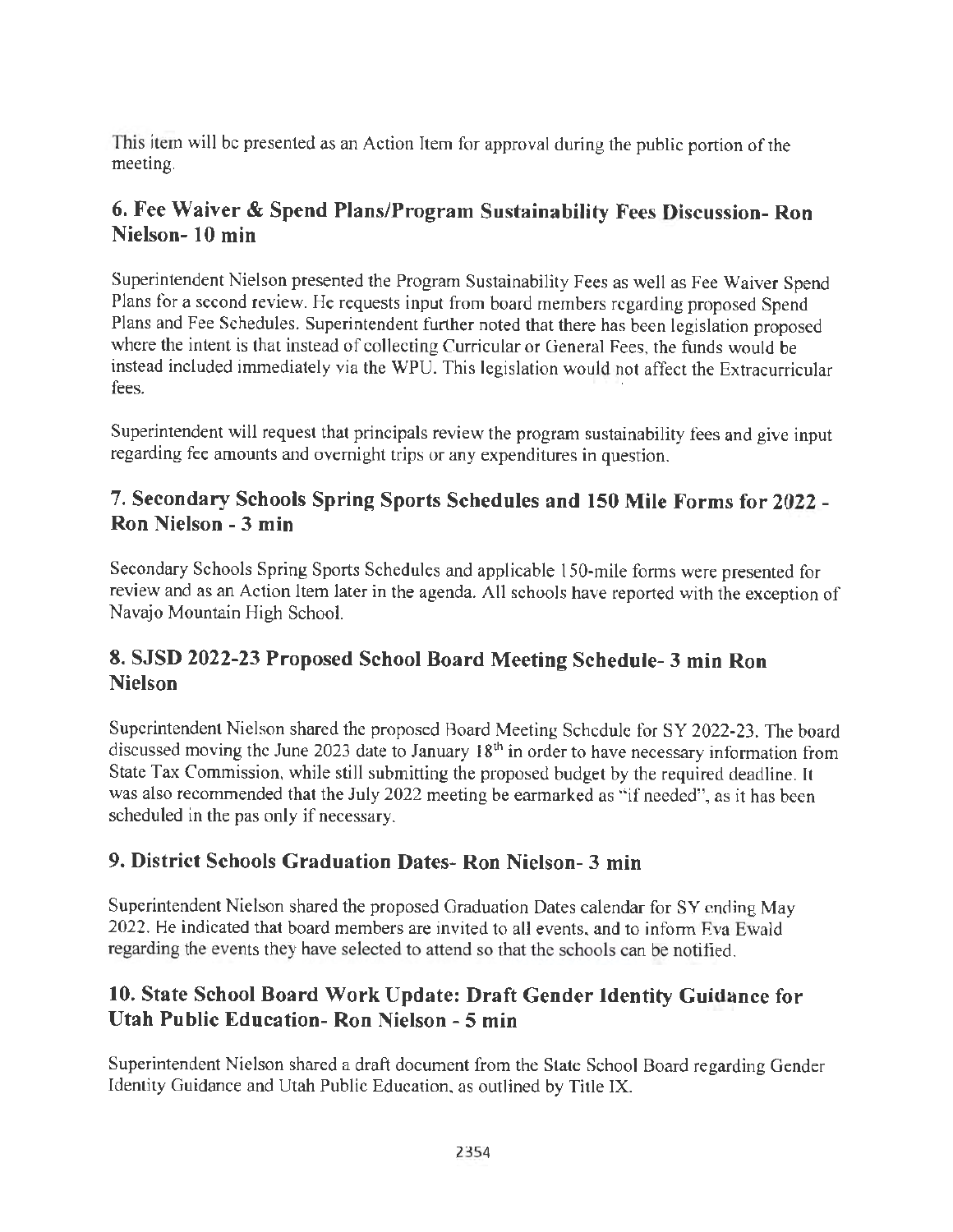This item will be presented as an Action Item for approval during the public portion of the meeting.

## 6. Fee Waiver & Spend Plans/Program Sustainability Fees Discussion- Ron Nielson- 10 min

Superintendent Nielson presented the Program Sustainability Fees as well as Fee Waiver Spend Plans for a second review. He requests input from board members regarding proposed Spend Plans and Fee Schedules. Superintendent further noted that there has been legislation proposed where the intent is that instead of collecting Curricular or General Fees, the funds would be instead included immediately via the WPU. This legislation would not affect the Extracurricular fees.

Superintendent will request that principals review the program sustainability fees and give input regarding fee amounts and overnight trips or any expenditures in question.

## 7. Secondary Schools Spring Sports Schedules and 150 Mile Forms for 2022 - Ron Nielson - 3 min

Secondary Schools Spring Sports Schedules and applicable 150-mile forms were presented for review and as an Action Item later in the agenda. All schools have reported with the exception of Navajo Mountain High School.

## 8. SJSD 2022-23 Proposed School Board Meeting Schedule- 3 min Ron Nielson

Superintendent Nielson shared the proposed Board Meeting Schedule for SY 2022-23. The board discussed moving the June 2023 date to January 18th in order to have necessary information from State Tax Commission, while still submitting the proposed budget by the required deadline. It was also recommended that the July 2022 meeting be earmarked as "if needed", as it has been scheduled in the pas only if necessary.

## 9. District Schools Graduation Dates- Ron Nielson- 3 min

Superintendent Nielson shared the proposed Graduation Dates calendar for SY ending May 2022. He indicated that board members are invited to all events, and to inform Eva Ewald regarding the events they have selected to attend so that the schools can be notified.

## 10. State School Board Work Update: Draft Gender Identity Guidance for Utah Public Education- Ron Nielson - 5 min

Superintendent Nielson shared a draft document from the State School Board regarding Gender Identity Guidance and Utah Public Education, as outlined by Title IX.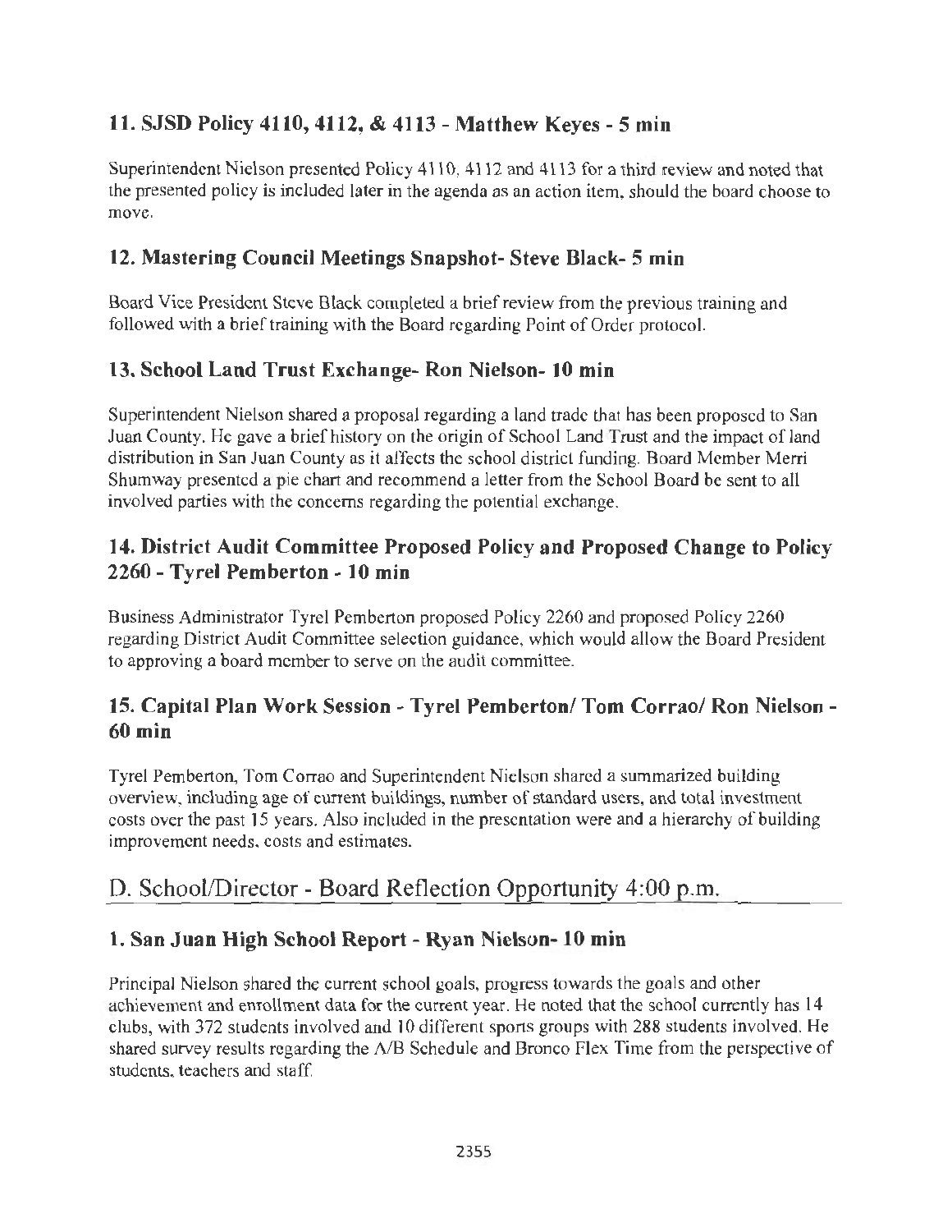### 11. SJSD Policy 4110, 4112, & 4113 - Matthew Keyes - 5 min

Superintendent Nielson presented Policy 4110, 4112 and 4113 for a third review and noted that the presented policy is included later in the agenda as an action item, should the board choose to move.

### 12. Mastering Council Meetings Snapshot- Steve Black- 5 min

Board Vice President Steve Black completed a brief review from the previous training and followed with a brief training with the Board regarding Point of Order protocol.

### 13. School Land Trust Exchange- Ron Nielson- 10 min

Superintendent Nielson shared a proposal regarding a land trade that has been proposed to San Juan County. He gave a brief history on the origin of School Land Trust and the impact of land distribution in San Juan County as it affects the school district funding. Board Member Merri Shumway presented a pie chart and recommend a letter from the School Board be sent to all involved parties with the concerns regarding the potential exchange.

### 14. District Audit Committee Proposed Policy and Proposed Change to Policy 2260 - Tyrel Pemberton - 10 min

Business Administrator Tyrel Pemberton proposed Policy 2260 and proposed Policy 2260 regarding District Audit Committee selection guidance, which would allow the Board President to approving a board member to serve on the audit committee.

### 15. Capital Plan Work Session - Tyrel Pemberton/ Tom Corrao/ Ron Nielson - 60 min

Tyrel Pemberton, Tom Corrao and Superintendent Nielson shared a summarized building overview, including age of current buildings, number of standard users, and total investment costs over the past 15 years. Also included in the presentation were and a hierarchy of building improvement needs, costs and estimates.

## D. School/Director - Board Reflection Opportunity 4:00 p.m.

### 1. San Juan High School Report - Ryan Nielson- 10 min

Principal Nielson shared the current school goals, progress towards the goals and other achievement and enrollment data for the current year. He noted that the school currently has 14 clubs, with 372 students involved and 10 different sports groups with 288 students involved. He shared survey results regarding the A/B Schedule and Bronco Flex Time from the perspective of students, teachers and staff.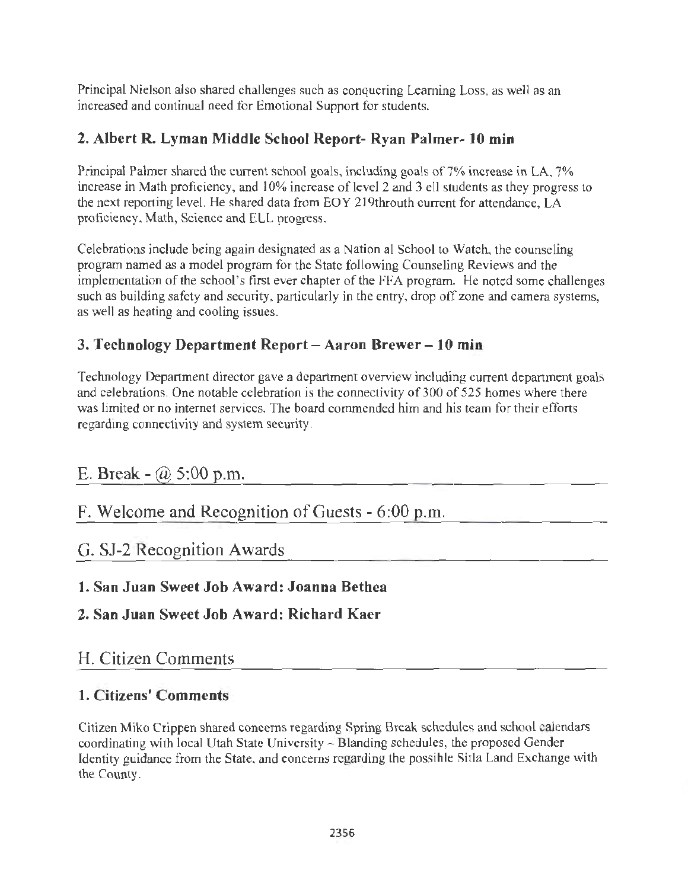Principal Nielson also shared challenges such as conquering Learning Loss, as well as an increased and continual need for Emotional Support for students.

### 2. Albert R. Lyman Middle School Report- Ryan Palmer- 10 min

Principal Palmer shared the current school goals, including goals of 7% increase in LA, 7% increase in Math proficiency, and 10% increase of level 2 and 3 ell students as they progress to the next reporting level. He shared data from EOY 219throuth current for attendance, LA proficiency, Math, Science and ELL progress.

Celebrations include being again designated as a Nation al School to Watch, the counseling program named as a model program for the State following Counseling Reviews and the implementation of the school's first ever chapter of the FFA program. He noted some challenges such as building safety and security, particularly in the entry, drop off zone and camera systems, as well as heating and cooling issues.

### 3. Technology Department Report – Aaron Brewer – 10 min

Technology Department director gave a department overview including current department goals and celebrations. One notable celebration is the connectivity of 300 of 525 homes where there was limited or no internet services. The board commended him and his team for their efforts regarding connectivity and system security.

## E. Break - @ 5:00 p.m.

## F. Welcome and Recognition of Guests - 6:00 p.m.

## G. SJ-2 Recognition Awards

### 1. San Juan Sweet Job Award: Joanna Bethea

### 2. San Juan Sweet Job Award: Richard Kaer

## H. Citizen Comments

### 1. Citizens' Comments

Citizen Miko Crippen shared concerns regarding Spring Break schedules and school calendars coordinating with local Utah State University – Blanding schedules, the proposed Gender Identity guidance from the State, and concerns regarding the possible Sitla Land Exchange with the County.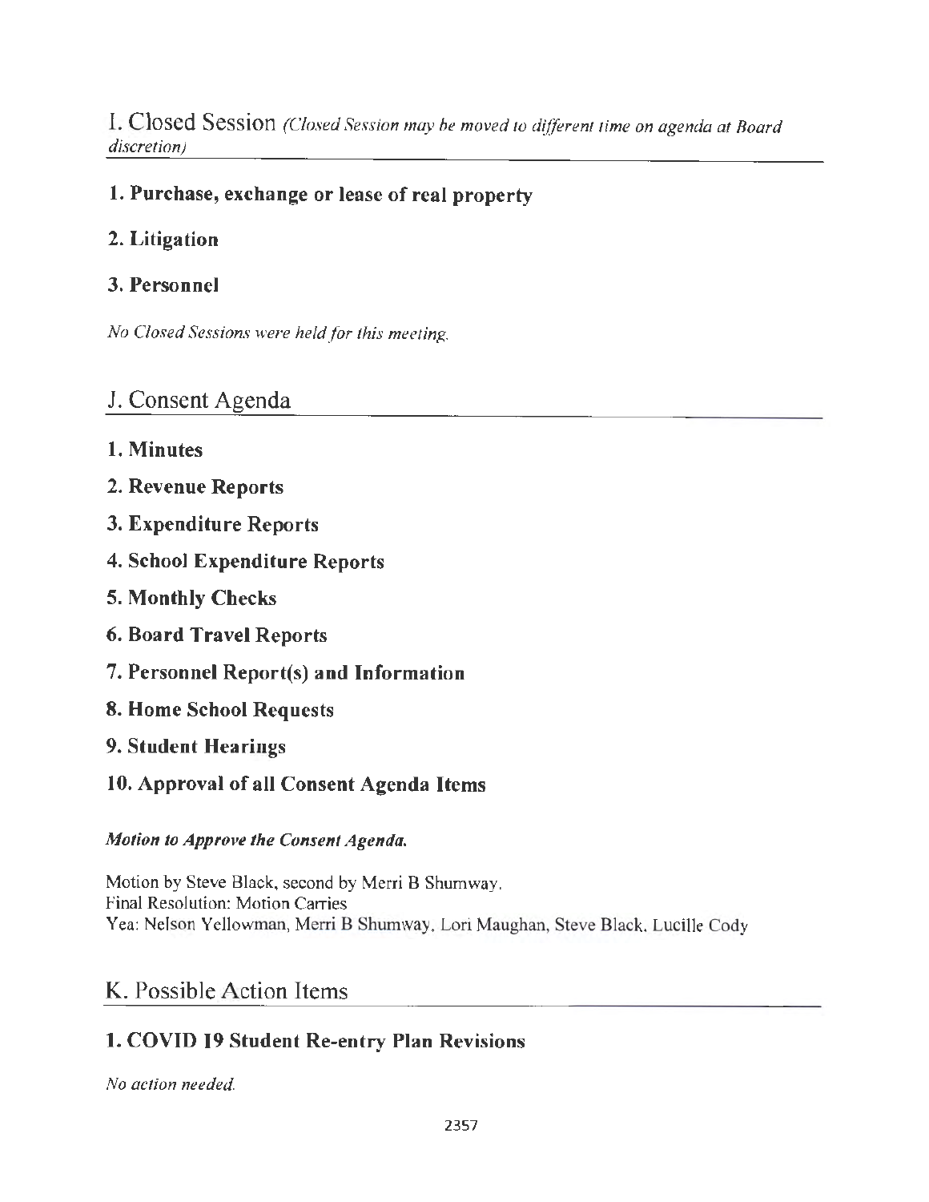## I. Closed Session *(Closed Session may be moved to different time on agenda at Board discretion)*

### 1. Purchase, exchange or lease of real property

### 2. Litigation

### 3. Personnel

*No Closed Sessions were held for this meeting.*

## J. Consent Agenda

### 1. Minutes

### 2. Revenue Reports

### 3. Expenditure Reports

### 4. School Expenditure Reports

### 5. Monthly Checks

### 6. Board Travel Reports

### 7. Personnel Report(s) and Information

### 8. Home School Requests

### 9. Student Hearings

### 10. Approval of all Consent Agenda Items

***Motion to Approve the Consent Agenda.***

Motion by Steve Black, second by Merri B Shumway.
Final Resolution: Motion Carries
Yea: Nelson Yellowman, Merri B Shumway, Lori Maughan, Steve Black, Lucille Cody

## K. Possible Action Items

### 1. COVID 19 Student Re-entry Plan Revisions

*No action needed.*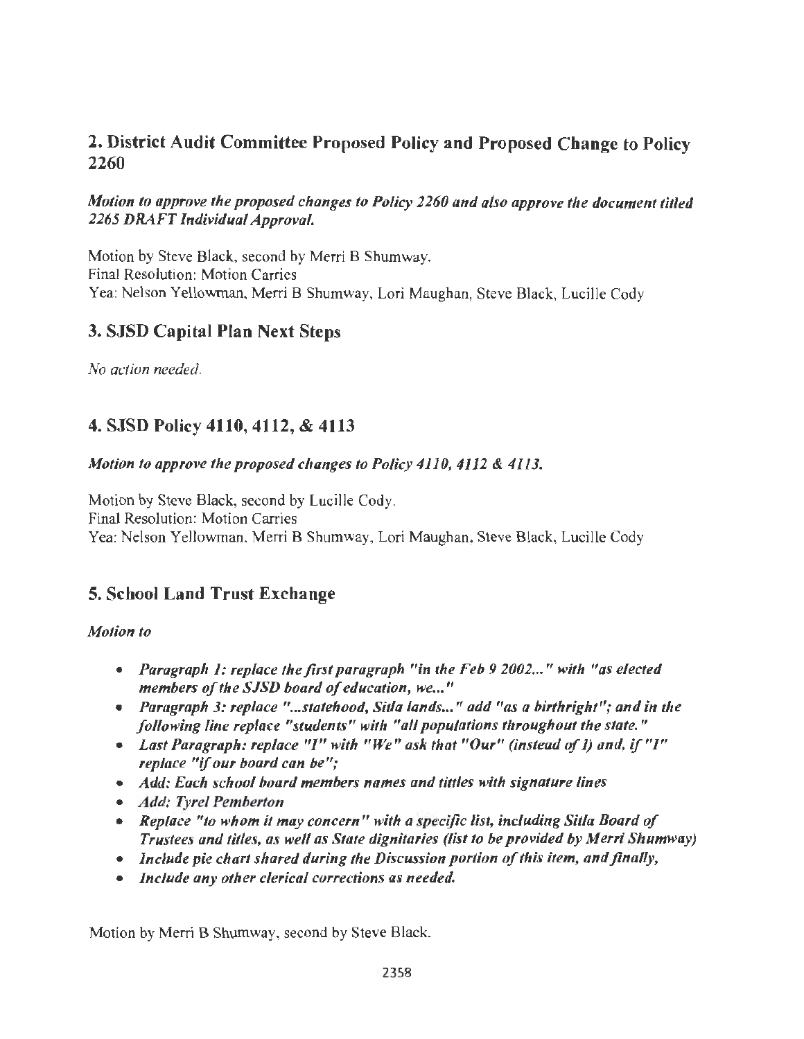## 2. District Audit Committee Proposed Policy and Proposed Change to Policy 2260

***Motion to approve the proposed changes to Policy 2260 and also approve the document titled 2265 DRAFT Individual Approval.***

Motion by Steve Black, second by Merri B Shumway.
Final Resolution: Motion Carries
Yea: Nelson Yellowman, Merri B Shumway, Lori Maughan, Steve Black, Lucille Cody

## 3. SJSD Capital Plan Next Steps

*No action needed.*

## 4. SJSD Policy 4110, 4112, & 4113

***Motion to approve the proposed changes to Policy 4110, 4112 & 4113.***

Motion by Steve Black, second by Lucille Cody.
Final Resolution: Motion Carries
Yea: Nelson Yellowman, Merri B Shumway, Lori Maughan, Steve Black, Lucille Cody

## 5. School Land Trust Exchange

***Motion to***

- ***Paragraph 1: replace the first paragraph "in the Feb 9 2002..." with "as elected members of the SJSD board of education, we..."***
- ***Paragraph 3: replace "...statehood, Sitla lands..." add "as a birthright"; and in the following line replace "students" with "all populations throughout the state."***
- ***Last Paragraph: replace "I" with "We" ask that "Our" (instead of I) and, if "I" replace "if our board can be";***
- ***Add: Each school board members names and tittles with signature lines***
- ***Add: Tyrel Pemberton***
- ***Replace "to whom it may concern" with a specific list, including Sitla Board of Trustees and titles, as well as State dignitaries (list to be provided by Merri Shumway)***
- ***Include pie chart shared during the Discussion portion of this item, and finally,***
- ***Include any other clerical corrections as needed.***

Motion by Merri B Shumway, second by Steve Black.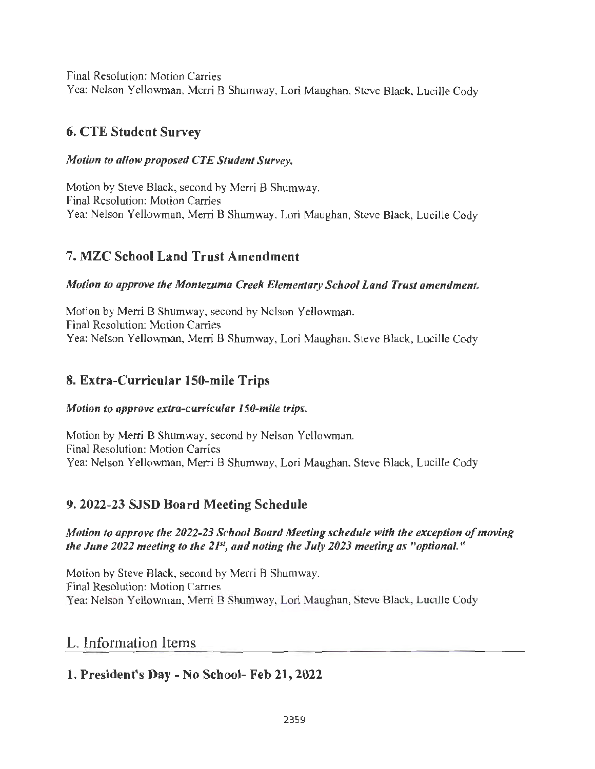Final Resolution: Motion Carries
Yea: Nelson Yellowman, Merri B Shumway, Lori Maughan, Steve Black, Lucille Cody

### 6. CTE Student Survey

***Motion to allow proposed CTE Student Survey.***

Motion by Steve Black, second by Merri B Shumway.
Final Resolution: Motion Carries
Yea: Nelson Yellowman, Merri B Shumway, Lori Maughan, Steve Black, Lucille Cody

### 7. MZC School Land Trust Amendment

***Motion to approve the Montezuma Creek Elementary School Land Trust amendment.***

Motion by Merri B Shumway, second by Nelson Yellowman.
Final Resolution: Motion Carries
Yea: Nelson Yellowman, Merri B Shumway, Lori Maughan, Steve Black, Lucille Cody

### 8. Extra-Curricular 150-mile Trips

***Motion to approve extra-curricular 150-mile trips.***

Motion by Merri B Shumway, second by Nelson Yellowman.
Final Resolution: Motion Carries
Yea: Nelson Yellowman, Merri B Shumway, Lori Maughan, Steve Black, Lucille Cody

### 9. 2022-23 SJSD Board Meeting Schedule

***Motion to approve the 2022-23 School Board Meeting schedule with the exception of moving the June 2022 meeting to the 21st, and noting the July 2023 meeting as "optional."***

Motion by Steve Black, second by Merri B Shumway.
Final Resolution: Motion Carries
Yea: Nelson Yellowman, Merri B Shumway, Lori Maughan, Steve Black, Lucille Cody

## L. Information Items

### 1. President's Day - No School- Feb 21, 2022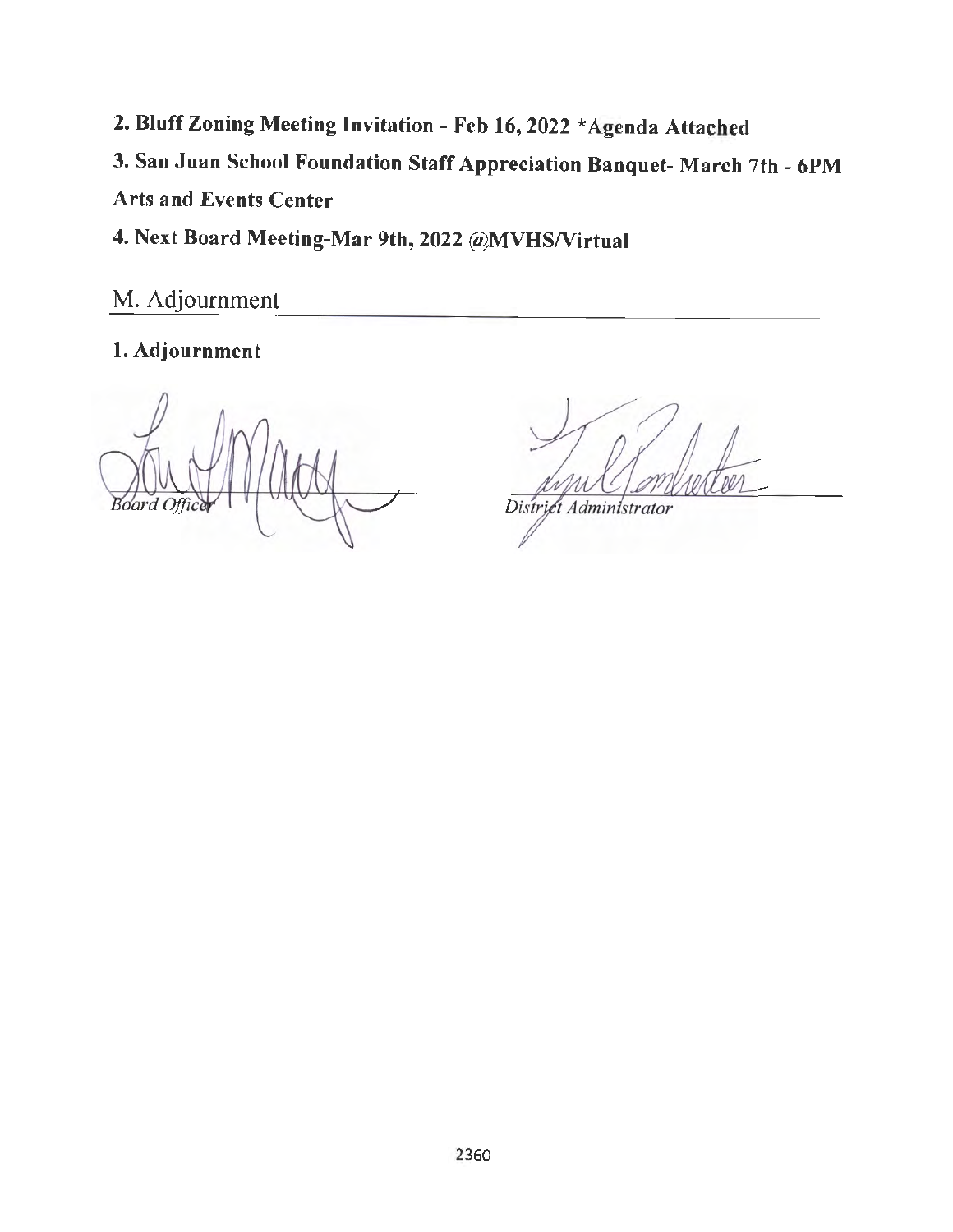**2. Bluff Zoning Meeting Invitation - Feb 16, 2022 *Agenda Attached**

**3. San Juan School Foundation Staff Appreciation Banquet- March 7th - 6PM Arts and Events Center**

**4. Next Board Meeting-Mar 9th, 2022 @MVHS/Virtual**

## M. Adjournment

**1. Adjournment**

*Board Officer*

*District Administrator*